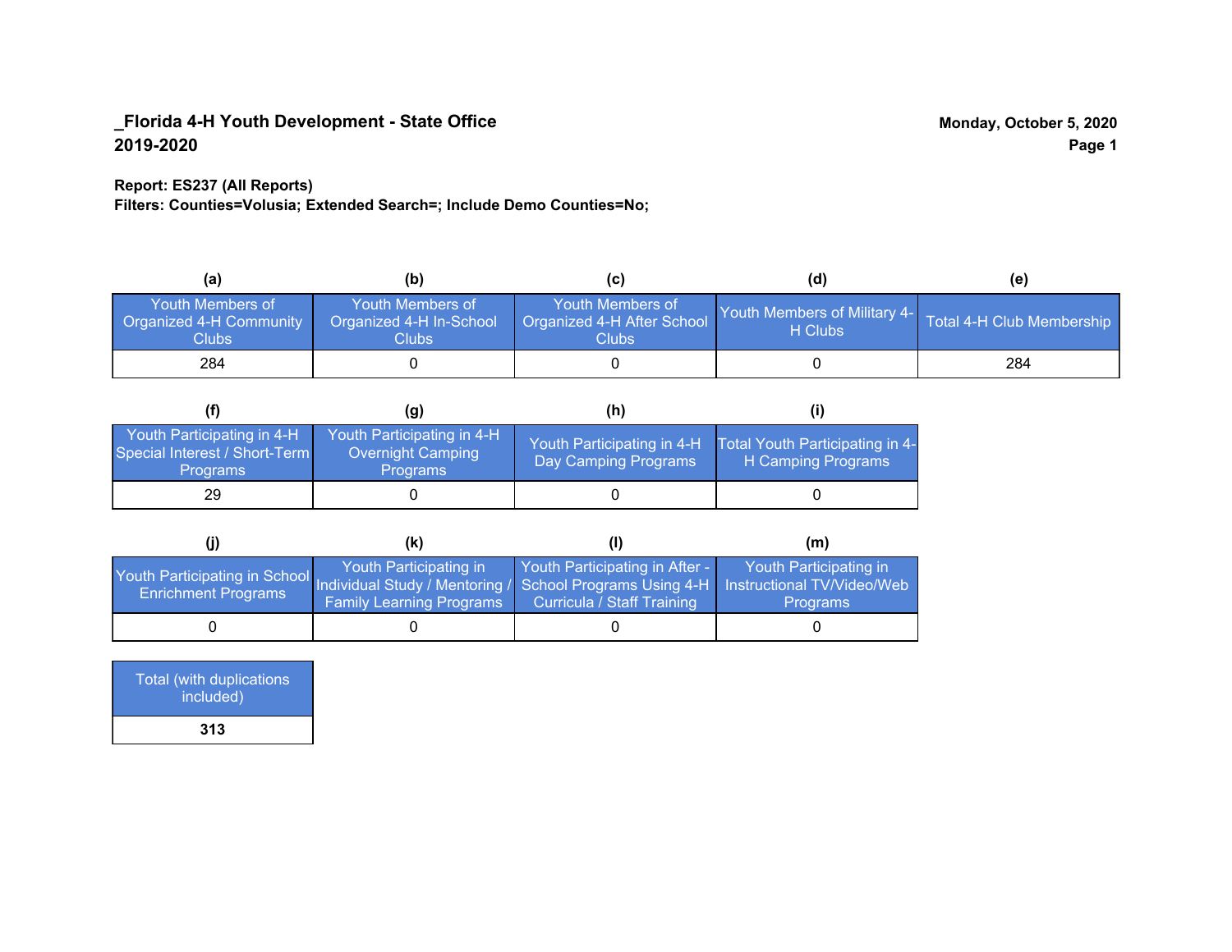**_Florida 4-H Youth Development - State Office**
**2019-2020**

**Monday, October 5, 2020**

**Report: ES237 (All Reports)**
**Filters: Counties=Volusia; Extended Search=; Include Demo Counties=No;**

| (a) Youth Members of Organized 4-H Community Clubs | (b) Youth Members of Organized 4-H In-School Clubs | (c) Youth Members of Organized 4-H After School Clubs | (d) Youth Members of Military 4-H Clubs | (e) Total 4-H Club Membership |
|---|---|---|---|---|
| 284 | 0 | 0 | 0 | 284 |

| (f) Youth Participating in 4-H Special Interest / Short-Term Programs | (g) Youth Participating in 4-H Overnight Camping Programs | (h) Youth Participating in 4-H Day Camping Programs | (i) Total Youth Participating in 4-H Camping Programs |
|---|---|---|---|
| 29 | 0 | 0 | 0 |

| (j) Youth Participating in School Enrichment Programs | (k) Youth Participating in Individual Study / Mentoring / Family Learning Programs | (l) Youth Participating in After - School Programs Using 4-H Curricula / Staff Training | (m) Youth Participating in Instructional TV/Video/Web Programs |
|---|---|---|---|
| 0 | 0 | 0 | 0 |

| Total (with duplications included) |
|---|
| **313** |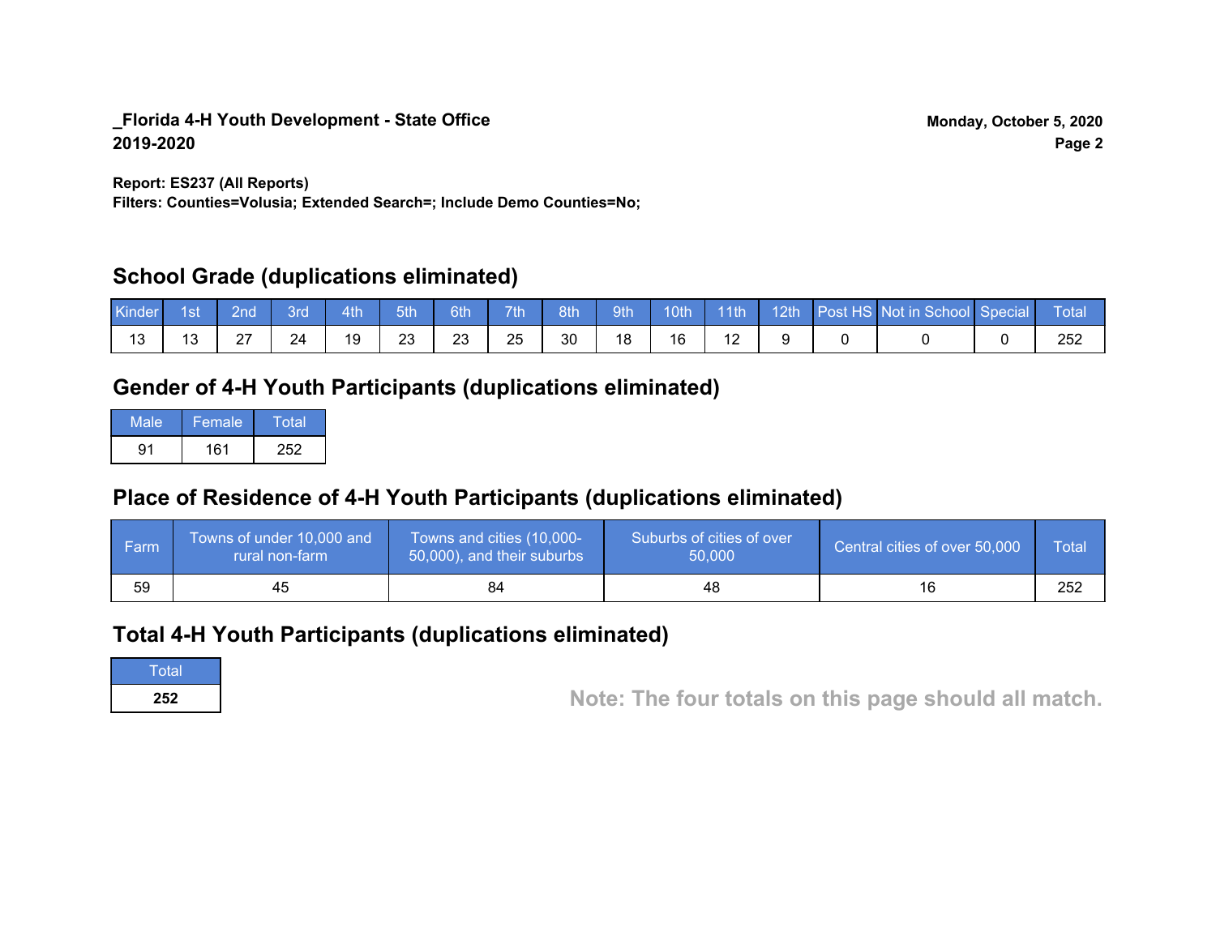**_Florida 4-H Youth Development - State Office**
**2019-2020**

**Monday, October 5, 2020**

**Report: ES237 (All Reports)**
**Filters: Counties=Volusia; Extended Search=; Include Demo Counties=No;**

## School Grade (duplications eliminated)

| Kinder | 1st | 2nd | 3rd | 4th | 5th | 6th | 7th | 8th | 9th | 10th | 11th | 12th | Post HS | Not in School | Special | Total |
|---|---|---|---|---|---|---|---|---|---|---|---|---|---|---|---|---|
| 13 | 13 | 27 | 24 | 19 | 23 | 23 | 25 | 30 | 18 | 16 | 12 | 9 | 0 | 0 | 0 | 252 |

## Gender of 4-H Youth Participants (duplications eliminated)

| Male | Female | Total |
|---|---|---|
| 91 | 161 | 252 |

## Place of Residence of 4-H Youth Participants (duplications eliminated)

| Farm | Towns of under 10,000 and rural non-farm | Towns and cities (10,000-50,000), and their suburbs | Suburbs of cities of over 50,000 | Central cities of over 50,000 | Total |
|---|---|---|---|---|---|
| 59 | 45 | 84 | 48 | 16 | 252 |

## Total 4-H Youth Participants (duplications eliminated)

| Total |
|---|
| **252** |

**Note: The four totals on this page should all match.**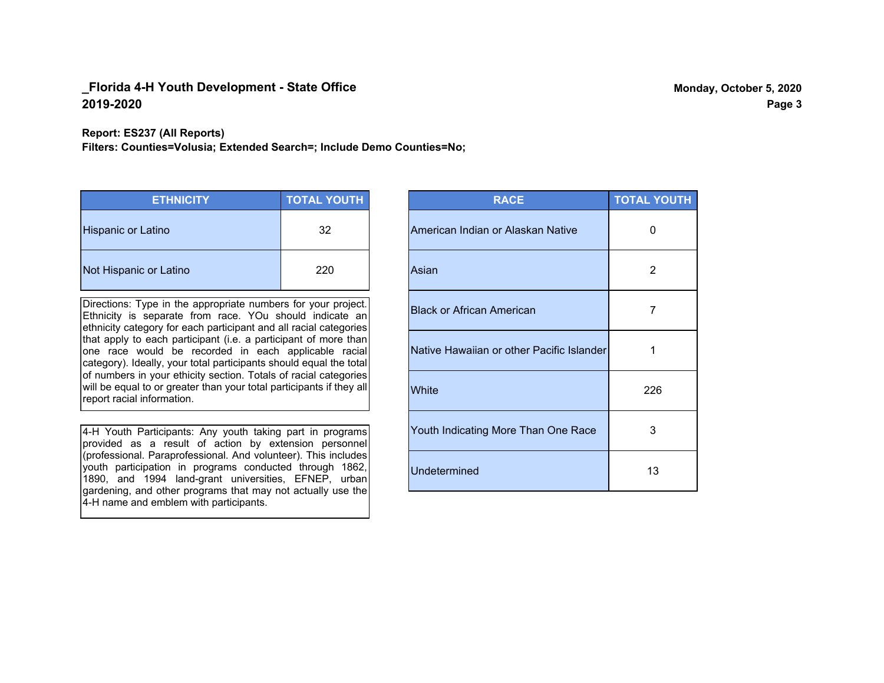**_Florida 4-H Youth Development - State Office**
**2019-2020**

**Monday, October 5, 2020**

**Report: ES237 (All Reports)**
**Filters: Counties=Volusia; Extended Search=; Include Demo Counties=No;**

| ETHNICITY | TOTAL YOUTH |
|---|---|
| Hispanic or Latino | 32 |
| Not Hispanic or Latino | 220 |

Directions: Type in the appropriate numbers for your project. Ethnicity is separate from race. YOu should indicate an ethnicity category for each participant and all racial categories that apply to each participant (i.e. a participant of more than one race would be recorded in each applicable racial category). Ideally, your total participants should equal the total of numbers in your ethicity section. Totals of racial categories will be equal to or greater than your total participants if they all report racial information.

4-H Youth Participants: Any youth taking part in programs provided as a result of action by extension personnel (professional. Paraprofessional. And volunteer). This includes youth participation in programs conducted through 1862, 1890, and 1994 land-grant universities, EFNEP, urban gardening, and other programs that may not actually use the 4-H name and emblem with participants.

| RACE | TOTAL YOUTH |
|---|---|
| American Indian or Alaskan Native | 0 |
| Asian | 2 |
| Black or African American | 7 |
| Native Hawaiian or other Pacific Islander | 1 |
| White | 226 |
| Youth Indicating More Than One Race | 3 |
| Undetermined | 13 |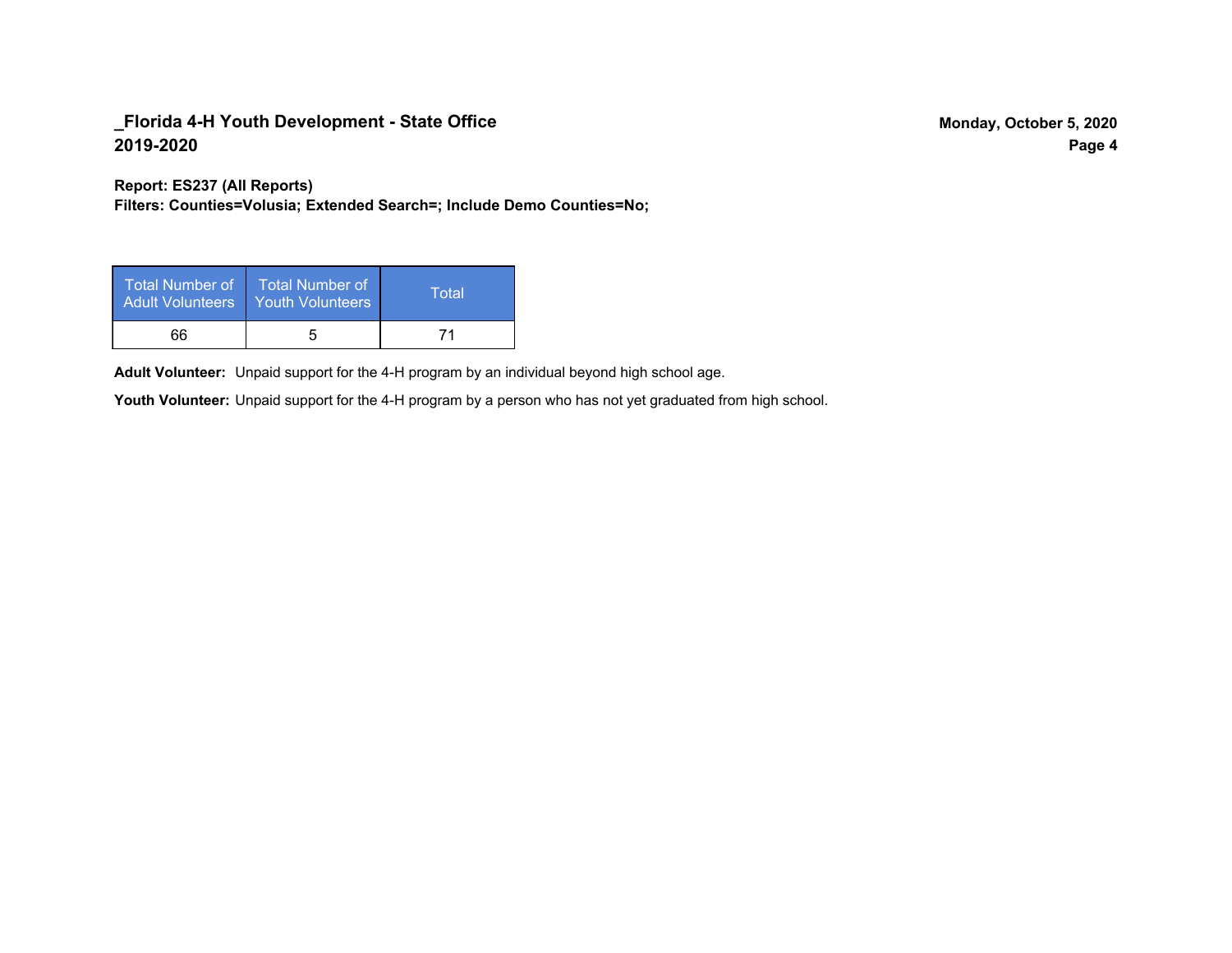## _Florida 4-H Youth Development - State Office
## 2019-2020

**Monday, October 5, 2020**

**Report: ES237 (All Reports)**
**Filters: Counties=Volusia; Extended Search=; Include Demo Counties=No;**

| Total Number of Adult Volunteers | Total Number of Youth Volunteers | Total |
|---|---|---|
| 66 | 5 | 71 |

**Adult Volunteer:** Unpaid support for the 4-H program by an individual beyond high school age.

**Youth Volunteer:** Unpaid support for the 4-H program by a person who has not yet graduated from high school.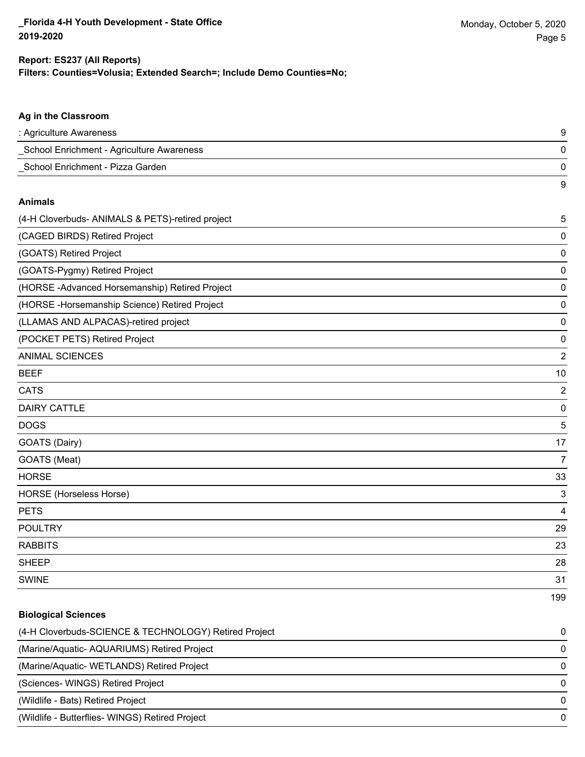**Report: ES237 (All Reports)**
**Filters: Counties=Volusia; Extended Search=; Include Demo Counties=No;**

### Ag in the Classroom

| | |
|---|---|
| : Agriculture Awareness | 9 |
| _School Enrichment - Agriculture Awareness | 0 |
| _School Enrichment - Pizza Garden | 0 |
| | 9 |

### Animals

| | |
|---|---|
| (4-H Cloverbuds- ANIMALS & PETS)-retired project | 5 |
| (CAGED BIRDS) Retired Project | 0 |
| (GOATS) Retired Project | 0 |
| (GOATS-Pygmy) Retired Project | 0 |
| (HORSE -Advanced Horsemanship) Retired Project | 0 |
| (HORSE -Horsemanship Science) Retired Project | 0 |
| (LLAMAS AND ALPACAS)-retired project | 0 |
| (POCKET PETS) Retired Project | 0 |
| ANIMAL SCIENCES | 2 |
| BEEF | 10 |
| CATS | 2 |
| DAIRY CATTLE | 0 |
| DOGS | 5 |
| GOATS (Dairy) | 17 |
| GOATS (Meat) | 7 |
| HORSE | 33 |
| HORSE (Horseless Horse) | 3 |
| PETS | 4 |
| POULTRY | 29 |
| RABBITS | 23 |
| SHEEP | 28 |
| SWINE | 31 |
| | 199 |

### Biological Sciences

| | |
|---|---|
| (4-H Cloverbuds-SCIENCE & TECHNOLOGY) Retired Project | 0 |
| (Marine/Aquatic- AQUARIUMS) Retired Project | 0 |
| (Marine/Aquatic- WETLANDS) Retired Project | 0 |
| (Sciences- WINGS) Retired Project | 0 |
| (Wildlife - Bats) Retired Project | 0 |
| (Wildlife - Butterflies- WINGS) Retired Project | 0 |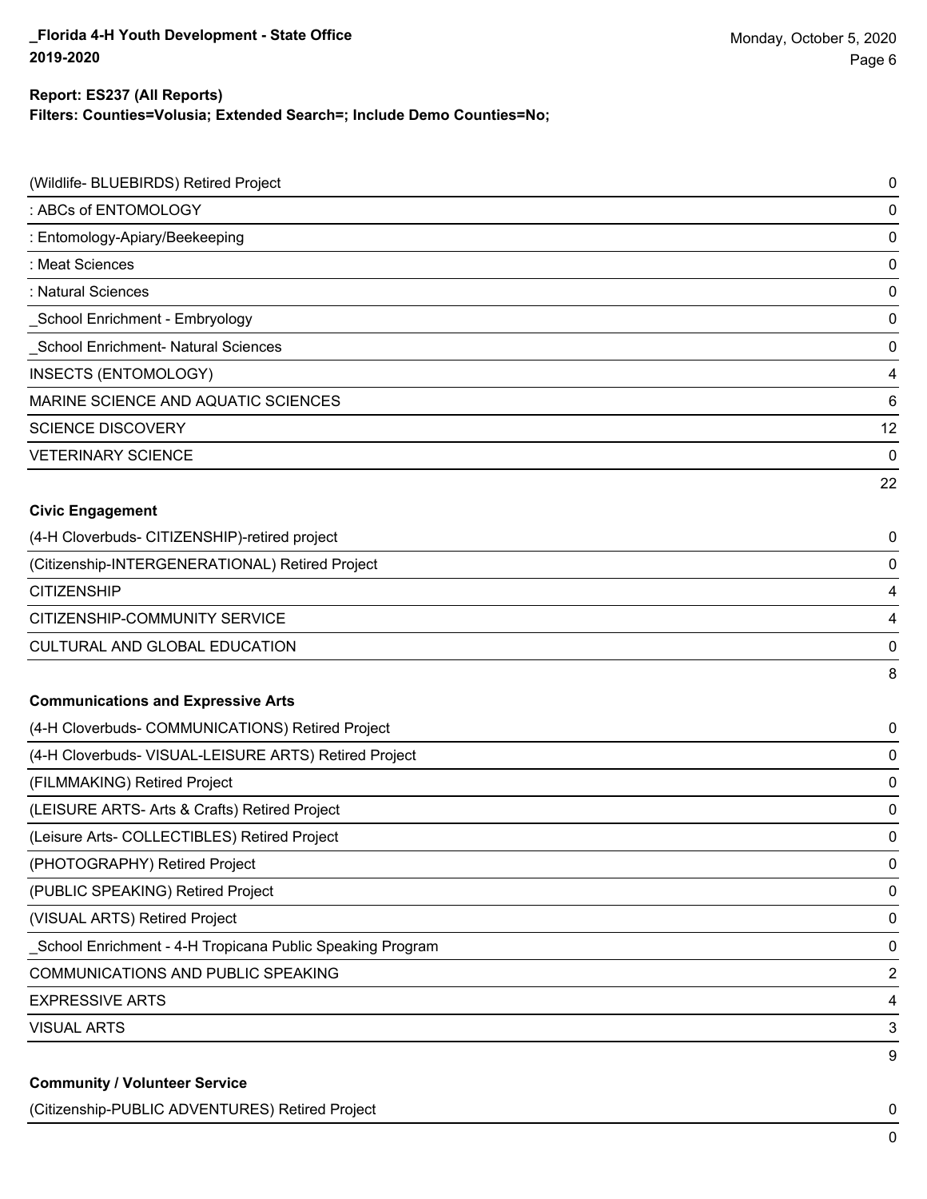**Report: ES237 (All Reports)**

**Filters: Counties=Volusia; Extended Search=; Include Demo Counties=No;**

| | |
|---|---|
| (Wildlife- BLUEBIRDS) Retired Project | 0 |
| : ABCs of ENTOMOLOGY | 0 |
| : Entomology-Apiary/Beekeeping | 0 |
| : Meat Sciences | 0 |
| : Natural Sciences | 0 |
| _School Enrichment - Embryology | 0 |
| _School Enrichment- Natural Sciences | 0 |
| INSECTS (ENTOMOLOGY) | 4 |
| MARINE SCIENCE AND AQUATIC SCIENCES | 6 |
| SCIENCE DISCOVERY | 12 |
| VETERINARY SCIENCE | 0 |
| | 22 |

**Civic Engagement**

| | |
|---|---|
| (4-H Cloverbuds- CITIZENSHIP)-retired project | 0 |
| (Citizenship-INTERGENERATIONAL) Retired Project | 0 |
| CITIZENSHIP | 4 |
| CITIZENSHIP-COMMUNITY SERVICE | 4 |
| CULTURAL AND GLOBAL EDUCATION | 0 |
| | 8 |

**Communications and Expressive Arts**

| | |
|---|---|
| (4-H Cloverbuds- COMMUNICATIONS) Retired Project | 0 |
| (4-H Cloverbuds- VISUAL-LEISURE ARTS) Retired Project | 0 |
| (FILMMAKING) Retired Project | 0 |
| (LEISURE ARTS- Arts & Crafts) Retired Project | 0 |
| (Leisure Arts- COLLECTIBLES) Retired Project | 0 |
| (PHOTOGRAPHY) Retired Project | 0 |
| (PUBLIC SPEAKING) Retired Project | 0 |
| (VISUAL ARTS) Retired Project | 0 |
| _School Enrichment - 4-H Tropicana Public Speaking Program | 0 |
| COMMUNICATIONS AND PUBLIC SPEAKING | 2 |
| EXPRESSIVE ARTS | 4 |
| VISUAL ARTS | 3 |
| | 9 |

**Community / Volunteer Service**

| | |
|---|---|
| (Citizenship-PUBLIC ADVENTURES) Retired Project | 0 |
| | 0 |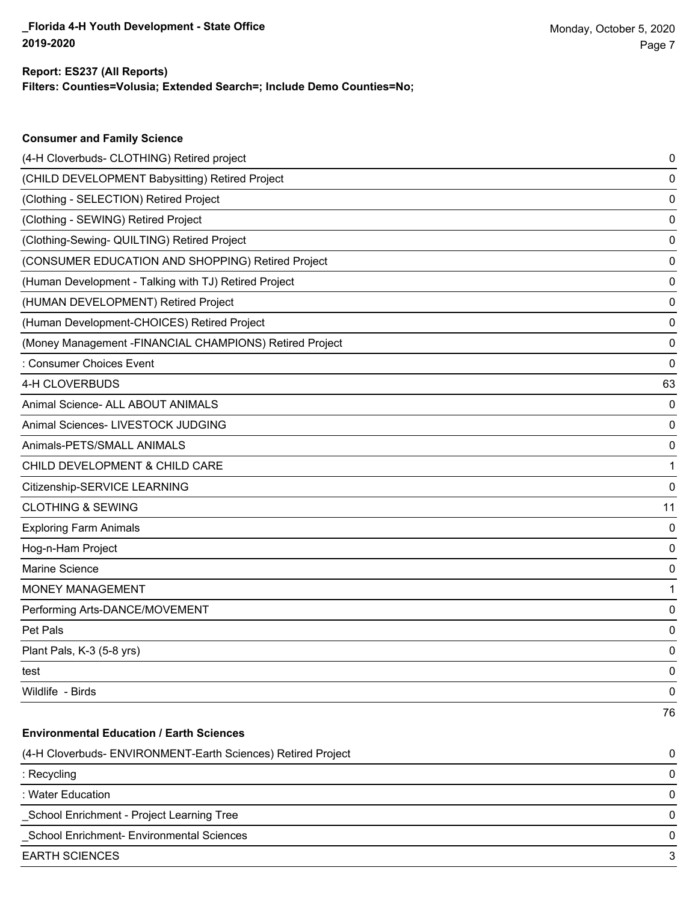**Report: ES237 (All Reports)**
**Filters: Counties=Volusia; Extended Search=; Include Demo Counties=No;**

### Consumer and Family Science

| | |
|---|---|
| (4-H Cloverbuds- CLOTHING) Retired project | 0 |
| (CHILD DEVELOPMENT Babysitting) Retired Project | 0 |
| (Clothing - SELECTION) Retired Project | 0 |
| (Clothing - SEWING) Retired Project | 0 |
| (Clothing-Sewing- QUILTING) Retired Project | 0 |
| (CONSUMER EDUCATION AND SHOPPING) Retired Project | 0 |
| (Human Development - Talking with TJ) Retired Project | 0 |
| (HUMAN DEVELOPMENT) Retired Project | 0 |
| (Human Development-CHOICES) Retired Project | 0 |
| (Money Management -FINANCIAL CHAMPIONS) Retired Project | 0 |
| : Consumer Choices Event | 0 |
| 4-H CLOVERBUDS | 63 |
| Animal Science- ALL ABOUT ANIMALS | 0 |
| Animal Sciences- LIVESTOCK JUDGING | 0 |
| Animals-PETS/SMALL ANIMALS | 0 |
| CHILD DEVELOPMENT & CHILD CARE | 1 |
| Citizenship-SERVICE LEARNING | 0 |
| CLOTHING & SEWING | 11 |
| Exploring Farm Animals | 0 |
| Hog-n-Ham Project | 0 |
| Marine Science | 0 |
| MONEY MANAGEMENT | 1 |
| Performing Arts-DANCE/MOVEMENT | 0 |
| Pet Pals | 0 |
| Plant Pals, K-3 (5-8 yrs) | 0 |
| test | 0 |
| Wildlife - Birds | 0 |
| | 76 |

### Environmental Education / Earth Sciences

| | |
|---|---|
| (4-H Cloverbuds- ENVIRONMENT-Earth Sciences) Retired Project | 0 |
| : Recycling | 0 |
| : Water Education | 0 |
| _School Enrichment - Project Learning Tree | 0 |
| _School Enrichment- Environmental Sciences | 0 |
| EARTH SCIENCES | 3 |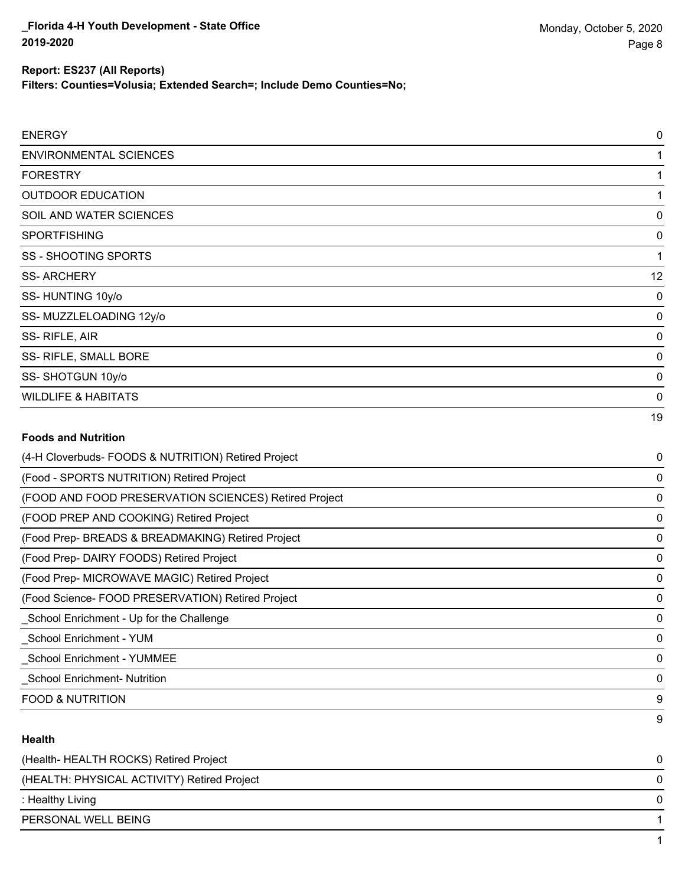**Report: ES237 (All Reports)**
**Filters: Counties=Volusia; Extended Search=; Include Demo Counties=No;**

| | |
|---|---|
| ENERGY | 0 |
| ENVIRONMENTAL SCIENCES | 1 |
| FORESTRY | 1 |
| OUTDOOR EDUCATION | 1 |
| SOIL AND WATER SCIENCES | 0 |
| SPORTFISHING | 0 |
| SS - SHOOTING SPORTS | 1 |
| SS- ARCHERY | 12 |
| SS- HUNTING 10y/o | 0 |
| SS- MUZZLELOADING 12y/o | 0 |
| SS- RIFLE, AIR | 0 |
| SS- RIFLE, SMALL BORE | 0 |
| SS- SHOTGUN 10y/o | 0 |
| WILDLIFE & HABITATS | 0 |
| | 19 |

**Foods and Nutrition**

| | |
|---|---|
| (4-H Cloverbuds- FOODS & NUTRITION) Retired Project | 0 |
| (Food - SPORTS NUTRITION) Retired Project | 0 |
| (FOOD AND FOOD PRESERVATION SCIENCES) Retired Project | 0 |
| (FOOD PREP AND COOKING) Retired Project | 0 |
| (Food Prep- BREADS & BREADMAKING) Retired Project | 0 |
| (Food Prep- DAIRY FOODS) Retired Project | 0 |
| (Food Prep- MICROWAVE MAGIC) Retired Project | 0 |
| (Food Science- FOOD PRESERVATION) Retired Project | 0 |
| _School Enrichment - Up for the Challenge | 0 |
| _School Enrichment - YUM | 0 |
| _School Enrichment - YUMMEE | 0 |
| _School Enrichment- Nutrition | 0 |
| FOOD & NUTRITION | 9 |
| | 9 |

**Health**

| | |
|---|---|
| (Health- HEALTH ROCKS) Retired Project | 0 |
| (HEALTH: PHYSICAL ACTIVITY) Retired Project | 0 |
| : Healthy Living | 0 |
| PERSONAL WELL BEING | 1 |
| | 1 |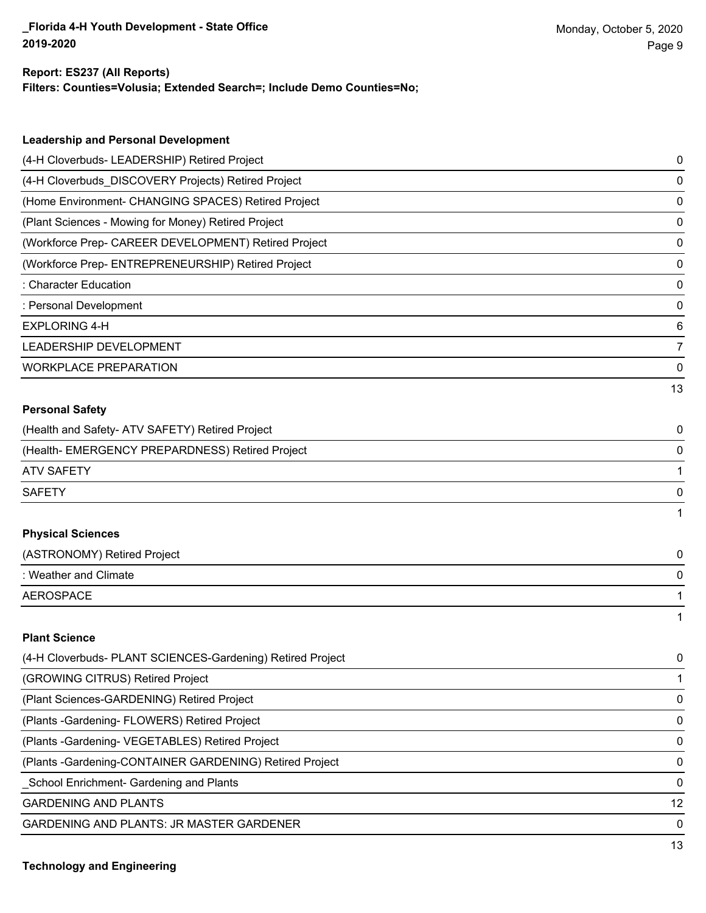**Report: ES237 (All Reports)**
**Filters: Counties=Volusia; Extended Search=; Include Demo Counties=No;**

**Leadership and Personal Development**

| | |
|---|---|
| (4-H Cloverbuds- LEADERSHIP) Retired Project | 0 |
| (4-H Cloverbuds_DISCOVERY Projects) Retired Project | 0 |
| (Home Environment- CHANGING SPACES) Retired Project | 0 |
| (Plant Sciences - Mowing for Money) Retired Project | 0 |
| (Workforce Prep- CAREER DEVELOPMENT) Retired Project | 0 |
| (Workforce Prep- ENTREPRENEURSHIP) Retired Project | 0 |
| : Character Education | 0 |
| : Personal Development | 0 |
| EXPLORING 4-H | 6 |
| LEADERSHIP DEVELOPMENT | 7 |
| WORKPLACE PREPARATION | 0 |
| | 13 |

**Personal Safety**

| | |
|---|---|
| (Health and Safety- ATV SAFETY) Retired Project | 0 |
| (Health- EMERGENCY PREPARDNESS) Retired Project | 0 |
| ATV SAFETY | 1 |
| SAFETY | 0 |
| | 1 |

**Physical Sciences**

| | |
|---|---|
| (ASTRONOMY) Retired Project | 0 |
| : Weather and Climate | 0 |
| AEROSPACE | 1 |
| | 1 |

**Plant Science**

| | |
|---|---|
| (4-H Cloverbuds- PLANT SCIENCES-Gardening) Retired Project | 0 |
| (GROWING CITRUS) Retired Project | 1 |
| (Plant Sciences-GARDENING) Retired Project | 0 |
| (Plants -Gardening- FLOWERS) Retired Project | 0 |
| (Plants -Gardening- VEGETABLES) Retired Project | 0 |
| (Plants -Gardening-CONTAINER GARDENING) Retired Project | 0 |
| _School Enrichment- Gardening and Plants | 0 |
| GARDENING AND PLANTS | 12 |
| GARDENING AND PLANTS: JR MASTER GARDENER | 0 |
| | 13 |

**Technology and Engineering**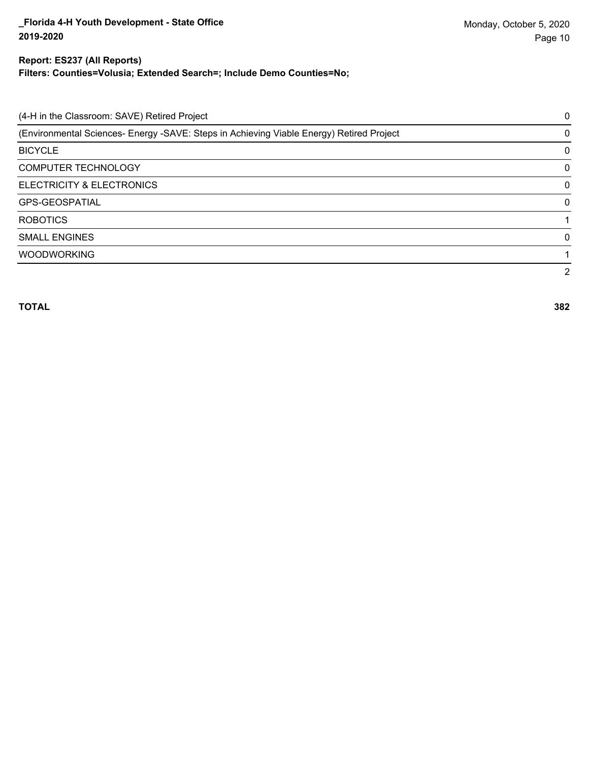**Report: ES237 (All Reports)**
**Filters: Counties=Volusia; Extended Search=; Include Demo Counties=No;**

| | |
|---|---|
| (4-H in the Classroom: SAVE) Retired Project | 0 |
| (Environmental Sciences- Energy -SAVE: Steps in Achieving Viable Energy) Retired Project | 0 |
| BICYCLE | 0 |
| COMPUTER TECHNOLOGY | 0 |
| ELECTRICITY & ELECTRONICS | 0 |
| GPS-GEOSPATIAL | 0 |
| ROBOTICS | 1 |
| SMALL ENGINES | 0 |
| WOODWORKING | 1 |
| | 2 |

**TOTAL** **382**